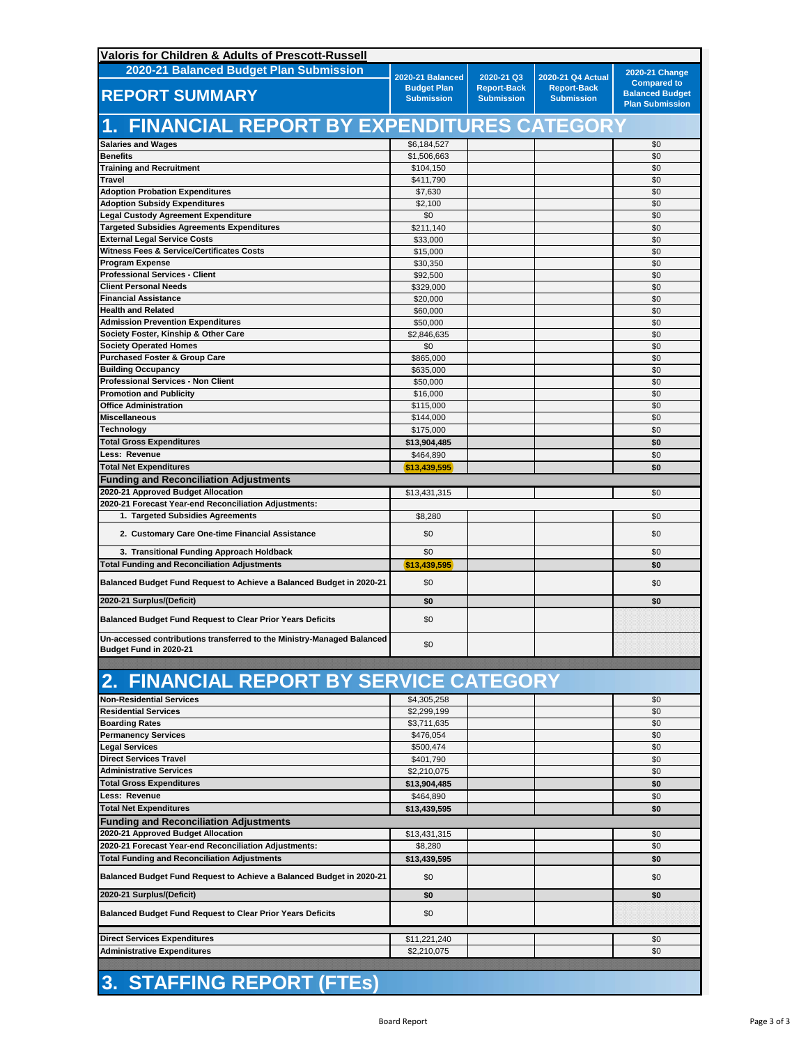**Valoris for Children & Adults of Prescott-Russell**

**2020-21 Balanced Budget Plan Submission**

# REPORT SUMMARY

| | 2020-21 Balanced Budget Plan Submission | 2020-21 Q3 Report-Back Submission | 2020-21 Q4 Actual Report-Back Submission | 2020-21 Change Compared to Balanced Budget Plan Submission |
|---|---|---|---|---|
| **1. FINANCIAL REPORT BY EXPENDITURES CATEGORY** | | | | |
| **Salaries and Wages** | $6,184,527 | | | $0 |
| **Benefits** | $1,506,663 | | | $0 |
| **Training and Recruitment** | $104,150 | | | $0 |
| **Travel** | $411,790 | | | $0 |
| **Adoption Probation Expenditures** | $7,630 | | | $0 |
| **Adoption Subsidy Expenditures** | $2,100 | | | $0 |
| **Legal Custody Agreement Expenditure** | $0 | | | $0 |
| **Targeted Subsidies Agreements Expenditures** | $211,140 | | | $0 |
| **External Legal Service Costs** | $33,000 | | | $0 |
| **Witness Fees & Service/Certificates Costs** | $15,000 | | | $0 |
| **Program Expense** | $30,350 | | | $0 |
| **Professional Services - Client** | $92,500 | | | $0 |
| **Client Personal Needs** | $329,000 | | | $0 |
| **Financial Assistance** | $20,000 | | | $0 |
| **Health and Related** | $60,000 | | | $0 |
| **Admission Prevention Expenditures** | $50,000 | | | $0 |
| **Society Foster, Kinship & Other Care** | $2,846,635 | | | $0 |
| **Society Operated Homes** | $0 | | | $0 |
| **Purchased Foster & Group Care** | $865,000 | | | $0 |
| **Building Occupancy** | $635,000 | | | $0 |
| **Professional Services - Non Client** | $50,000 | | | $0 |
| **Promotion and Publicity** | $16,000 | | | $0 |
| **Office Administration** | $115,000 | | | $0 |
| **Miscellaneous** | $144,000 | | | $0 |
| **Technology** | $175,000 | | | $0 |
| **Total Gross Expenditures** | **$13,904,485** | | | **$0** |
| **Less: Revenue** | $464,890 | | | $0 |
| **Total Net Expenditures** | **$13,439,595** | | | **$0** |
| **Funding and Reconciliation Adjustments** | | | | |
| **2020-21 Approved Budget Allocation** | $13,431,315 | | | $0 |
| **2020-21 Forecast Year-end Reconciliation Adjustments:** | | | | |
| **1. Targeted Subsidies Agreements** | $8,280 | | | $0 |
| **2. Customary Care One-time Financial Assistance** | $0 | | | $0 |
| **3. Transitional Funding Approach Holdback** | $0 | | | $0 |
| **Total Funding and Reconciliation Adjustments** | **$13,439,595** | | | **$0** |
| **Balanced Budget Fund Request to Achieve a Balanced Budget in 2020-21** | $0 | | | $0 |
| **2020-21 Surplus/(Deficit)** | **$0** | | | **$0** |
| **Balanced Budget Fund Request to Clear Prior Years Deficits** | $0 | | | |
| **Un-accessed contributions transferred to the Ministry-Managed Balanced Budget Fund in 2020-21** | $0 | | | |
| **2. FINANCIAL REPORT BY SERVICE CATEGORY** | | | | |
| **Non-Residential Services** | $4,305,258 | | | $0 |
| **Residential Services** | $2,299,199 | | | $0 |
| **Boarding Rates** | $3,711,635 | | | $0 |
| **Permanency Services** | $476,054 | | | $0 |
| **Legal Services** | $500,474 | | | $0 |
| **Direct Services Travel** | $401,790 | | | $0 |
| **Administrative Services** | $2,210,075 | | | $0 |
| **Total Gross Expenditures** | **$13,904,485** | | | **$0** |
| **Less: Revenue** | $464,890 | | | $0 |
| **Total Net Expenditures** | **$13,439,595** | | | **$0** |
| **Funding and Reconciliation Adjustments** | | | | |
| **2020-21 Approved Budget Allocation** | $13,431,315 | | | $0 |
| **2020-21 Forecast Year-end Reconciliation Adjustments:** | $8,280 | | | $0 |
| **Total Funding and Reconciliation Adjustments** | **$13,439,595** | | | **$0** |
| **Balanced Budget Fund Request to Achieve a Balanced Budget in 2020-21** | $0 | | | $0 |
| **2020-21 Surplus/(Deficit)** | **$0** | | | **$0** |
| **Balanced Budget Fund Request to Clear Prior Years Deficits** | $0 | | | |
| **Direct Services Expenditures** | $11,221,240 | | | $0 |
| **Administrative Expenditures** | $2,210,075 | | | $0 |

## 3. STAFFING REPORT (FTEs)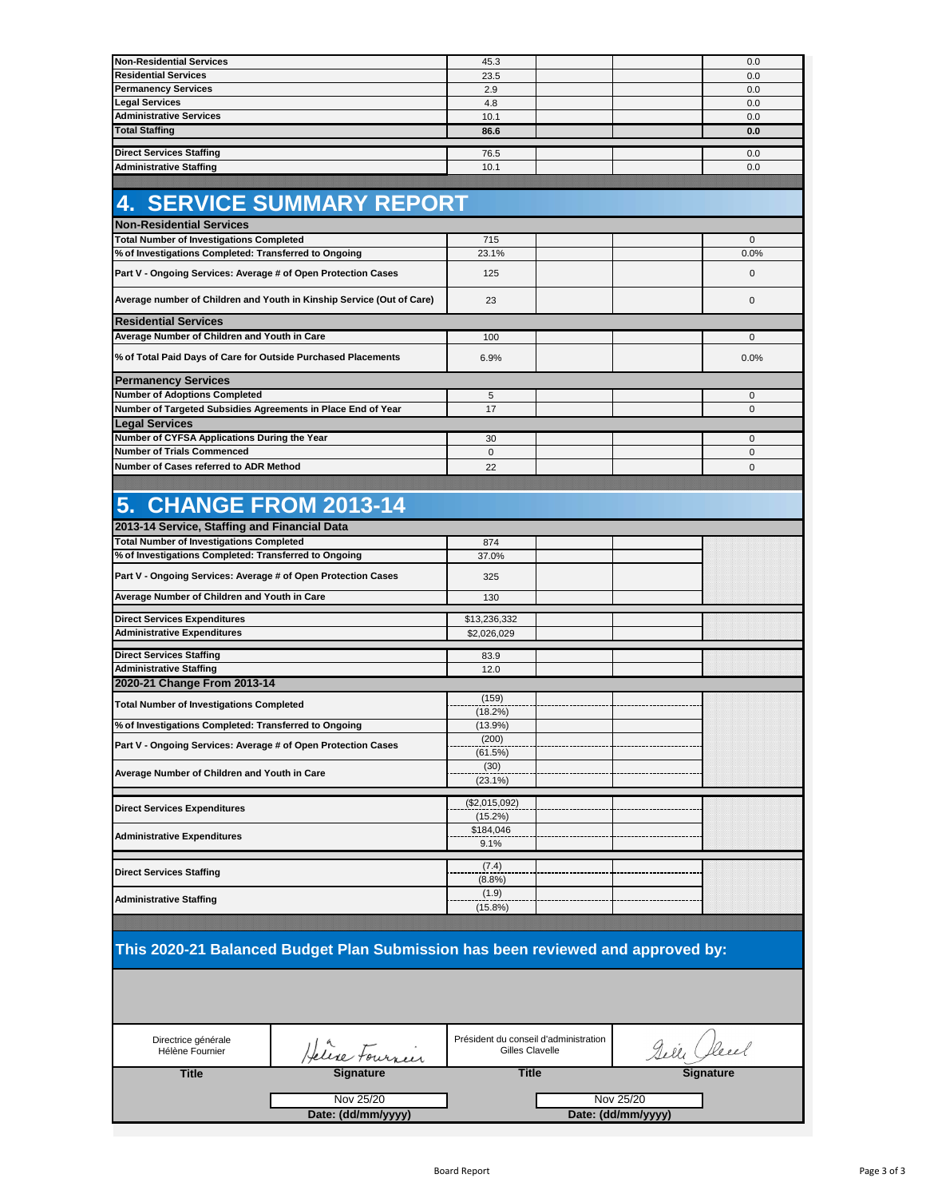| | | | | |
|---|---|---|---|---|
| **Non-Residential Services** | 45.3 | | | 0.0 |
| **Residential Services** | 23.5 | | | 0.0 |
| **Permanency Services** | 2.9 | | | 0.0 |
| **Legal Services** | 4.8 | | | 0.0 |
| **Administrative Services** | 10.1 | | | 0.0 |
| **Total Staffing** | **86.6** | | | **0.0** |
| **Direct Services Staffing** | 76.5 | | | 0.0 |
| **Administrative Staffing** | 10.1 | | | 0.0 |

# 4. SERVICE SUMMARY REPORT

| | | | | |
|---|---|---|---|---|
| **Non-Residential Services** | | | | |
| **Total Number of Investigations Completed** | 715 | | | 0 |
| **% of Investigations Completed: Transferred to Ongoing** | 23.1% | | | 0.0% |
| **Part V - Ongoing Services: Average # of Open Protection Cases** | 125 | | | 0 |
| **Average number of Children and Youth in Kinship Service (Out of Care)** | 23 | | | 0 |
| **Residential Services** | | | | |
| **Average Number of Children and Youth in Care** | 100 | | | 0 |
| **% of Total Paid Days of Care for Outside Purchased Placements** | 6.9% | | | 0.0% |
| **Permanency Services** | | | | |
| **Number of Adoptions Completed** | 5 | | | 0 |
| **Number of Targeted Subsidies Agreements in Place End of Year** | 17 | | | 0 |
| **Legal Services** | | | | |
| **Number of CYFSA Applications During the Year** | 30 | | | 0 |
| **Number of Trials Commenced** | 0 | | | 0 |
| **Number of Cases referred to ADR Method** | 22 | | | 0 |

# 5. CHANGE FROM 2013-14

| | | | |
|---|---|---|---|
| **2013-14 Service, Staffing and Financial Data** | | | |
| **Total Number of Investigations Completed** | 874 | | |
| **% of Investigations Completed: Transferred to Ongoing** | 37.0% | | |
| **Part V - Ongoing Services: Average # of Open Protection Cases** | 325 | | |
| **Average Number of Children and Youth in Care** | 130 | | |
| **Direct Services Expenditures** | $13,236,332 | | |
| **Administrative Expenditures** | $2,026,029 | | |
| **Direct Services Staffing** | 83.9 | | |
| **Administrative Staffing** | 12.0 | | |
| **2020-21 Change From 2013-14** | | | |
| **Total Number of Investigations Completed** | (159) | | |
| | (18.2%) | | |
| **% of Investigations Completed: Transferred to Ongoing** | (13.9%) | | |
| **Part V - Ongoing Services: Average # of Open Protection Cases** | (200) | | |
| | (61.5%) | | |
| **Average Number of Children and Youth in Care** | (30) | | |
| | (23.1%) | | |
| **Direct Services Expenditures** | ($2,015,092) | | |
| | (15.2%) | | |
| **Administrative Expenditures** | $184,046 | | |
| | 9.1% | | |
| **Direct Services Staffing** | (7.4) | | |
| | (8.8%) | | |
| **Administrative Staffing** | (1.9) | | |
| | (15.8%) | | |

## This 2020-21 Balanced Budget Plan Submission has been reviewed and approved by:

| | | | |
|---|---|---|---|
| Directrice générale Hélène Fournier | Hélène Fournier | Président du conseil d'administration Gilles Clavelle | Gilles Clavelle |
| **Title** | **Signature** | **Title** | **Signature** |
| | Nov 25/20 | | Nov 25/20 |
| | **Date: (dd/mm/yyyy)** | | **Date: (dd/mm/yyyy)** |

Board Report